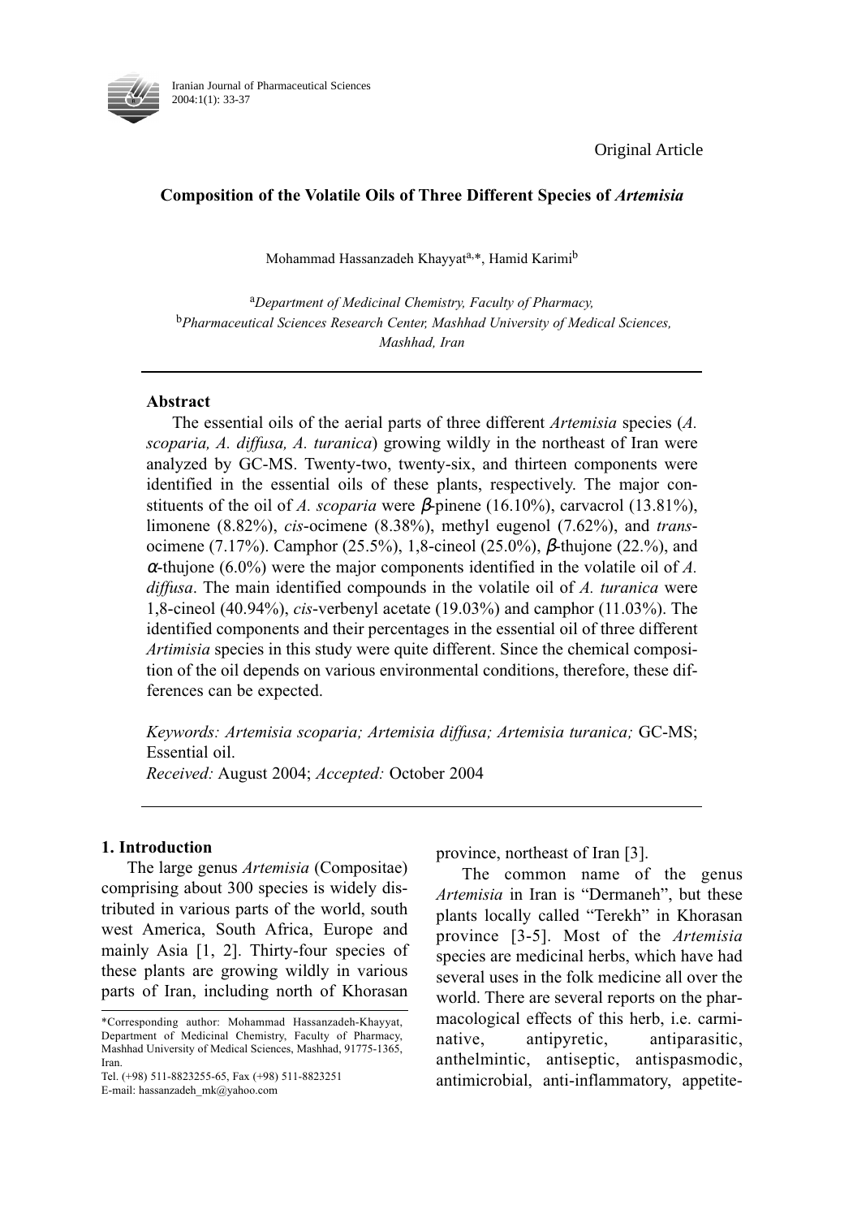Original Article

# Composition of the Volatile Oils of Three Different Species of *Artemisia*

Mohammad Hassanzadeh Khayyat[a,*], Hamid Karimi[b]

[a]*Department of Medicinal Chemistry, Faculty of Pharmacy,*
[b]*Pharmaceutical Sciences Research Center, Mashhad University of Medical Sciences, Mashhad, Iran*

## Abstract

The essential oils of the aerial parts of three different *Artemisia* species (*A. scoparia, A. diffusa, A. turanica*) growing wildly in the northeast of Iran were analyzed by GC-MS. Twenty-two, twenty-six, and thirteen components were identified in the essential oils of these plants, respectively. The major constituents of the oil of *A. scoparia* were β-pinene (16.10%), carvacrol (13.81%), limonene (8.82%), *cis*-ocimene (8.38%), methyl eugenol (7.62%), and *trans*-ocimene (7.17%). Camphor (25.5%), 1,8-cineol (25.0%), β-thujone (22.%), and α-thujone (6.0%) were the major components identified in the volatile oil of *A. diffusa*. The main identified compounds in the volatile oil of *A. turanica* were 1,8-cineol (40.94%), *cis*-verbenyl acetate (19.03%) and camphor (11.03%). The identified components and their percentages in the essential oil of three different *Artimisia* species in this study were quite different. Since the chemical composition of the oil depends on various environmental conditions, therefore, these differences can be expected.

*Keywords: Artemisia scoparia; Artemisia diffusa; Artemisia turanica;* GC-MS; Essential oil.

*Received:* August 2004; *Accepted:* October 2004

## 1. Introduction

The large genus *Artemisia* (Compositae) comprising about 300 species is widely distributed in various parts of the world, south west America, South Africa, Europe and mainly Asia [1, 2]. Thirty-four species of these plants are growing wildly in various parts of Iran, including north of Khorasan province, northeast of Iran [3].

The common name of the genus *Artemisia* in Iran is "Dermaneh", but these plants locally called "Terekh" in Khorasan province [3-5]. Most of the *Artemisia* species are medicinal herbs, which have had several uses in the folk medicine all over the world. There are several reports on the pharmacological effects of this herb, i.e. carminative, antipyretic, antiparasitic, anthelmintic, antiseptic, antispasmodic, antimicrobial, anti-inflammatory, appetite-

*Corresponding author: Mohammad Hassanzadeh-Khayyat, Department of Medicinal Chemistry, Faculty of Pharmacy, Mashhad University of Medical Sciences, Mashhad, 91775-1365, Iran.
Tel. (+98) 511-8823255-65, Fax (+98) 511-8823251
E-mail: hassanzadeh_mk@yahoo.com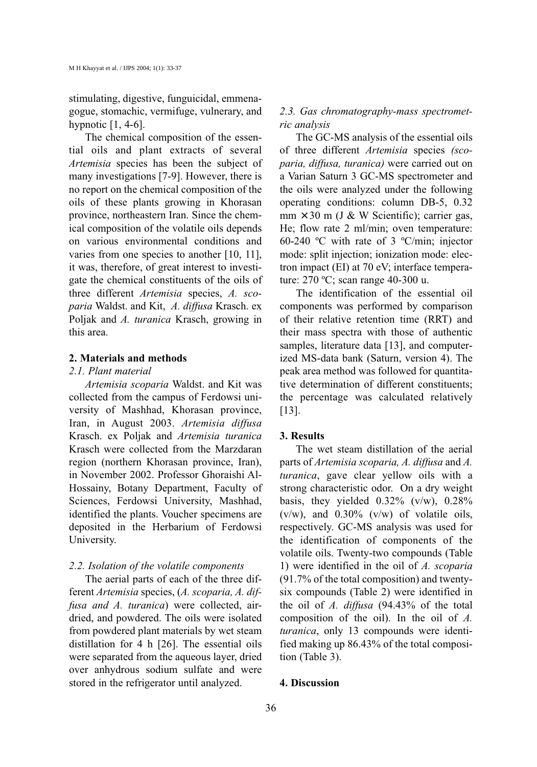stimulating, digestive, funguicidal, emmenagogue, stomachic, vermifuge, vulnerary, and hypnotic [1, 4-6].

The chemical composition of the essential oils and plant extracts of several *Artemisia* species has been the subject of many investigations [7-9]. However, there is no report on the chemical composition of the oils of these plants growing in Khorasan province, northeastern Iran. Since the chemical composition of the volatile oils depends on various environmental conditions and varies from one species to another [10, 11], it was, therefore, of great interest to investigate the chemical constituents of the oils of three different *Artemisia* species, *A. scoparia* Waldst. and Kit, *A. diffusa* Krasch. ex Poljak and *A. turanica* Krasch, growing in this area.

## 2. Materials and methods

### 2.1. Plant material

*Artemisia scoparia* Waldst. and Kit was collected from the campus of Ferdowsi university of Mashhad, Khorasan province, Iran, in August 2003. *Artemisia diffusa* Krasch. ex Poljak and *Artemisia turanica* Krasch were collected from the Marzdaran region (northern Khorasan province, Iran), in November 2002. Professor Ghoraishi Al-Hossainy, Botany Department, Faculty of Sciences, Ferdowsi University, Mashhad, identified the plants. Voucher specimens are deposited in the Herbarium of Ferdowsi University.

### 2.2. Isolation of the volatile components

The aerial parts of each of the three different *Artemisia* species, (*A. scoparia, A. diffusa and A. turanica*) were collected, air-dried, and powdered. The oils were isolated from powdered plant materials by wet steam distillation for 4 h [26]. The essential oils were separated from the aqueous layer, dried over anhydrous sodium sulfate and were stored in the refrigerator until analyzed.

### 2.3. Gas chromatography-mass spectrometric analysis

The GC-MS analysis of the essential oils of three different *Artemisia* species *(scoparia, diffusa, turanica)* were carried out on a Varian Saturn 3 GC-MS spectrometer and the oils were analyzed under the following operating conditions: column DB-5, 0.32 mm × 30 m (J & W Scientific); carrier gas, He; flow rate 2 ml/min; oven temperature: 60-240 ºC with rate of 3 ºC/min; injector mode: split injection; ionization mode: electron impact (EI) at 70 eV; interface temperature: 270 ºC; scan range 40-300 u.

The identification of the essential oil components was performed by comparison of their relative retention time (RRT) and their mass spectra with those of authentic samples, literature data [13], and computerized MS-data bank (Saturn, version 4). The peak area method was followed for quantitative determination of different constituents; the percentage was calculated relatively [13].

## 3. Results

The wet steam distillation of the aerial parts of *Artemisia scoparia, A. diffusa* and *A. turanica*, gave clear yellow oils with a strong characteristic odor. On a dry weight basis, they yielded 0.32% (v/w), 0.28% (v/w), and 0.30% (v/w) of volatile oils, respectively. GC-MS analysis was used for the identification of components of the volatile oils. Twenty-two compounds (Table 1) were identified in the oil of *A. scoparia* (91.7% of the total composition) and twenty-six compounds (Table 2) were identified in the oil of *A. diffusa* (94.43% of the total composition of the oil). In the oil of *A. turanica*, only 13 compounds were identified making up 86.43% of the total composition (Table 3).

## 4. Discussion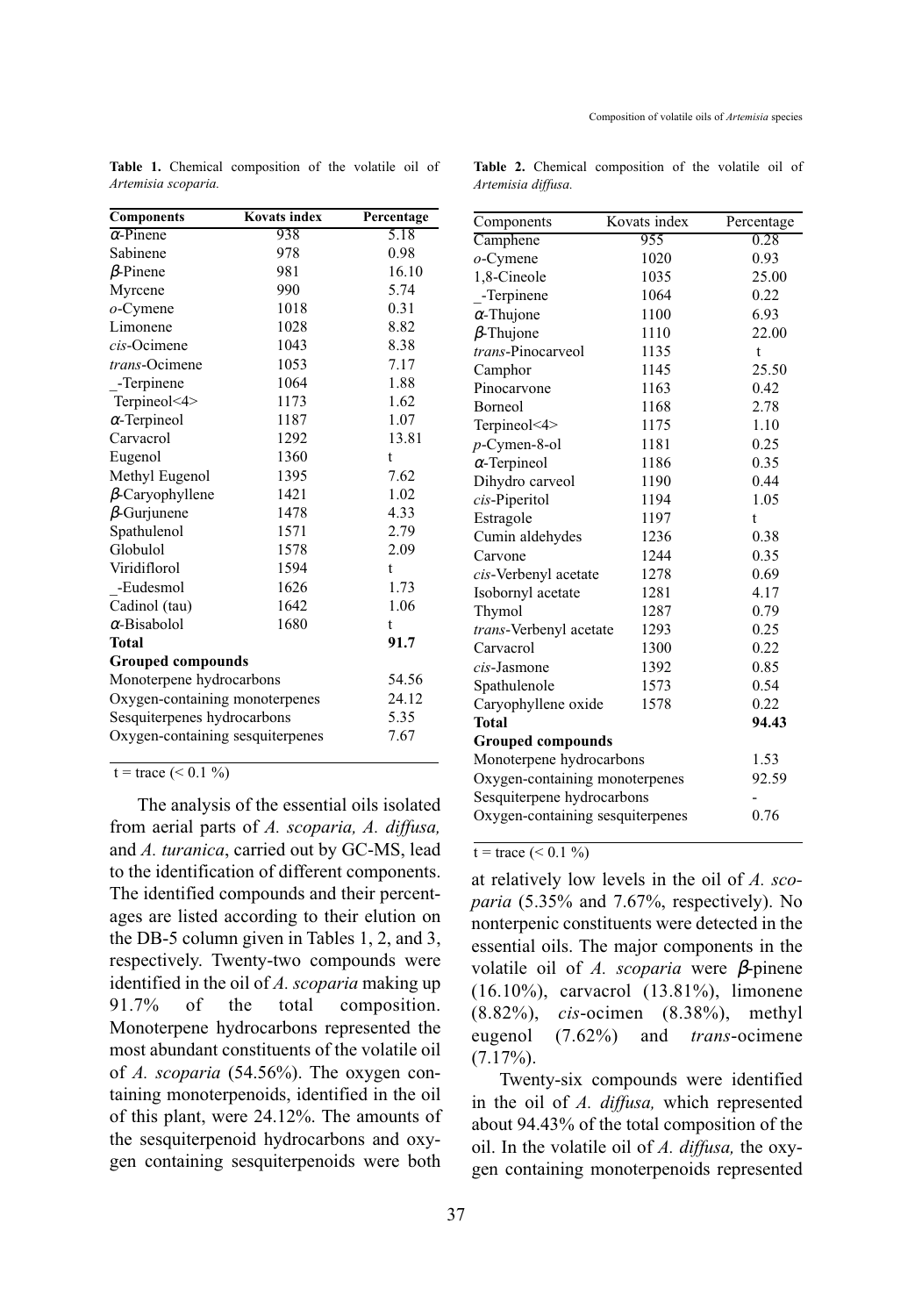**Table 1.** Chemical composition of the volatile oil of *Artemisia scoparia.*

| Components | Kovats index | Percentage |
|---|---|---|
| α-Pinene | 938 | 5.18 |
| Sabinene | 978 | 0.98 |
| β-Pinene | 981 | 16.10 |
| Myrcene | 990 | 5.74 |
| *o*-Cymene | 1018 | 0.31 |
| Limonene | 1028 | 8.82 |
| *cis*-Ocimene | 1043 | 8.38 |
| *trans*-Ocimene | 1053 | 7.17 |
| _-Terpinene | 1064 | 1.88 |
| Terpineol<4> | 1173 | 1.62 |
| α-Terpineol | 1187 | 1.07 |
| Carvacrol | 1292 | 13.81 |
| Eugenol | 1360 | t |
| Methyl Eugenol | 1395 | 7.62 |
| β-Caryophyllene | 1421 | 1.02 |
| β-Gurjunene | 1478 | 4.33 |
| Spathulenol | 1571 | 2.79 |
| Globulol | 1578 | 2.09 |
| Viridiflorol | 1594 | t |
| _-Eudesmol | 1626 | 1.73 |
| Cadinol (tau) | 1642 | 1.06 |
| α-Bisabolol | 1680 | t |
| **Total** | | **91.7** |
| **Grouped compounds** | | |
| Monoterpene hydrocarbons | | 54.56 |
| Oxygen-containing monoterpenes | | 24.12 |
| Sesquiterpenes hydrocarbons | | 5.35 |
| Oxygen-containing sesquiterpenes | | 7.67 |

t = trace (< 0.1 %)

The analysis of the essential oils isolated from aerial parts of *A. scoparia, A. diffusa,* and *A. turanica*, carried out by GC-MS, lead to the identification of different components. The identified compounds and their percentages are listed according to their elution on the DB-5 column given in Tables 1, 2, and 3, respectively. Twenty-two compounds were identified in the oil of *A. scoparia* making up 91.7% of the total composition. Monoterpene hydrocarbons represented the most abundant constituents of the volatile oil of *A. scoparia* (54.56%). The oxygen containing monoterpenoids, identified in the oil of this plant, were 24.12%. The amounts of the sesquiterpenoid hydrocarbons and oxygen containing sesquiterpenoids were both at relatively low levels in the oil of *A. scoparia* (5.35% and 7.67%, respectively). No nonterpenic constituents were detected in the essential oils. The major components in the volatile oil of *A. scoparia* were β-pinene (16.10%), carvacrol (13.81%), limonene (8.82%), *cis*-ocimen (8.38%), methyl eugenol (7.62%) and *trans*-ocimene (7.17%).

**Table 2.** Chemical composition of the volatile oil of *Artemisia diffusa.*

| Components | Kovats index | Percentage |
|---|---|---|
| Camphene | 955 | 0.28 |
| *o*-Cymene | 1020 | 0.93 |
| 1,8-Cineole | 1035 | 25.00 |
| _-Terpinene | 1064 | 0.22 |
| α-Thujone | 1100 | 6.93 |
| β-Thujone | 1110 | 22.00 |
| *trans*-Pinocarveol | 1135 | t |
| Camphor | 1145 | 25.50 |
| Pinocarvone | 1163 | 0.42 |
| Borneol | 1168 | 2.78 |
| Terpineol<4> | 1175 | 1.10 |
| *p*-Cymen-8-ol | 1181 | 0.25 |
| α-Terpineol | 1186 | 0.35 |
| Dihydro carveol | 1190 | 0.44 |
| *cis*-Piperitol | 1194 | 1.05 |
| Estragole | 1197 | t |
| Cumin aldehydes | 1236 | 0.38 |
| Carvone | 1244 | 0.35 |
| *cis*-Verbenyl acetate | 1278 | 0.69 |
| Isobornyl acetate | 1281 | 4.17 |
| Thymol | 1287 | 0.79 |
| *trans*-Verbenyl acetate | 1293 | 0.25 |
| Carvacrol | 1300 | 0.22 |
| *cis*-Jasmone | 1392 | 0.85 |
| Spathulenole | 1573 | 0.54 |
| Caryophyllene oxide | 1578 | 0.22 |
| **Total** | | **94.43** |
| **Grouped compounds** | | |
| Monoterpene hydrocarbons | | 1.53 |
| Oxygen-containing monoterpenes | | 92.59 |
| Sesquiterpene hydrocarbons | | - |
| Oxygen-containing sesquiterpenes | | 0.76 |

t = trace (< 0.1 %)

Twenty-six compounds were identified in the oil of *A. diffusa,* which represented about 94.43% of the total composition of the oil. In the volatile oil of *A. diffusa,* the oxygen containing monoterpenoids represented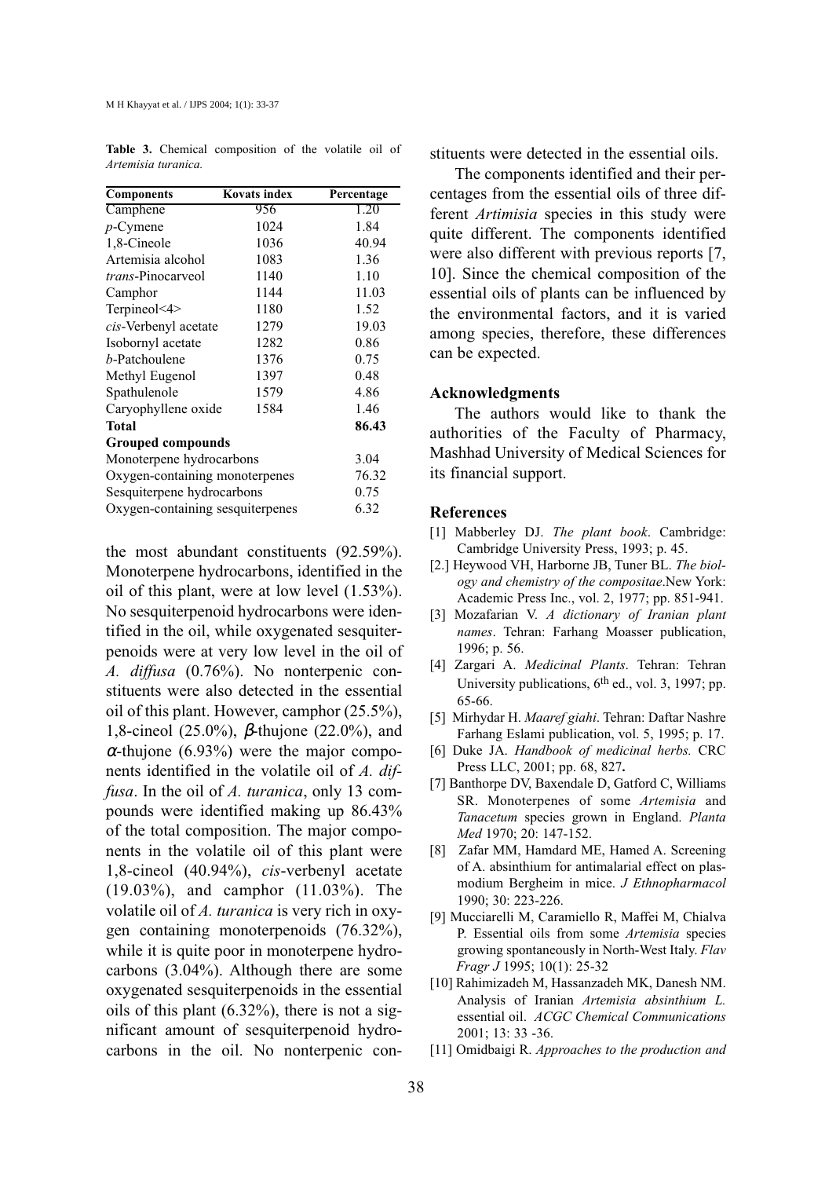**Table 3.** Chemical composition of the volatile oil of *Artemisia turanica.*

| Components | Kovats index | Percentage |
|---|---|---|
| Camphene | 956 | 1.20 |
| *p*-Cymene | 1024 | 1.84 |
| 1,8-Cineole | 1036 | 40.94 |
| Artemisia alcohol | 1083 | 1.36 |
| *trans*-Pinocarveol | 1140 | 1.10 |
| Camphor | 1144 | 11.03 |
| Terpineol<4> | 1180 | 1.52 |
| *cis*-Verbenyl acetate | 1279 | 19.03 |
| Isobornyl acetate | 1282 | 0.86 |
| *b*-Patchoulene | 1376 | 0.75 |
| Methyl Eugenol | 1397 | 0.48 |
| Spathulenole | 1579 | 4.86 |
| Caryophyllene oxide | 1584 | 1.46 |
| **Total** | | **86.43** |
| **Grouped compounds** | | |
| Monoterpene hydrocarbons | | 3.04 |
| Oxygen-containing monoterpenes | | 76.32 |
| Sesquiterpene hydrocarbons | | 0.75 |
| Oxygen-containing sesquiterpenes | | 6.32 |

the most abundant constituents (92.59%). Monoterpene hydrocarbons, identified in the oil of this plant, were at low level (1.53%). No sesquiterpenoid hydrocarbons were identified in the oil, while oxygenated sesquiterpenoids were at very low level in the oil of *A. diffusa* (0.76%). No nonterpenic constituents were also detected in the essential oil of this plant. However, camphor (25.5%), 1,8-cineol (25.0%), $\beta$-thujone (22.0%), and $\alpha$-thujone (6.93%) were the major components identified in the volatile oil of *A. diffusa*. In the oil of *A. turanica*, only 13 compounds were identified making up 86.43% of the total composition. The major components in the volatile oil of this plant were 1,8-cineol (40.94%), *cis*-verbenyl acetate (19.03%), and camphor (11.03%). The volatile oil of *A. turanica* is very rich in oxygen containing monoterpenoids (76.32%), while it is quite poor in monoterpene hydrocarbons (3.04%). Although there are some oxygenated sesquiterpenoids in the essential oils of this plant (6.32%), there is not a significant amount of sesquiterpenoid hydrocarbons in the oil. No nonterpenic constituents were detected in the essential oils.

The components identified and their percentages from the essential oils of three different *Artimisia* species in this study were quite different. The components identified were also different with previous reports [7, 10]. Since the chemical composition of the essential oils of plants can be influenced by the environmental factors, and it is varied among species, therefore, these differences can be expected.

## Acknowledgments

The authors would like to thank the authorities of the Faculty of Pharmacy, Mashhad University of Medical Sciences for its financial support.

## References

[1] Mabberley DJ. *The plant book*. Cambridge: Cambridge University Press, 1993; p. 45.

[2.] Heywood VH, Harborne JB, Tuner BL. *The biology and chemistry of the compositae*.New York: Academic Press Inc., vol. 2, 1977; pp. 851-941.

[3] Mozafarian V. *A dictionary of Iranian plant names*. Tehran: Farhang Moasser publication, 1996; p. 56.

[4] Zargari A. *Medicinal Plants*. Tehran: Tehran University publications, 6th ed., vol. 3, 1997; pp. 65-66.

[5] Mirhydar H. *Maaref giahi*. Tehran: Daftar Nashre Farhang Eslami publication, vol. 5, 1995; p. 17.

[6] Duke JA. *Handbook of medicinal herbs.* CRC Press LLC, 2001; pp. 68, 827**.**

[7] Banthorpe DV, Baxendale D, Gatford C, Williams SR. Monoterpenes of some *Artemisia* and *Tanacetum* species grown in England. *Planta Med* 1970; 20: 147-152.

[8] Zafar MM, Hamdard ME, Hamed A. Screening of A. absinthium for antimalarial effect on plasmodium Bergheim in mice. *J Ethnopharmacol* 1990; 30: 223-226.

[9] Mucciarelli M, Caramiello R, Maffei M, Chialva P. Essential oils from some *Artemisia* species growing spontaneously in North-West Italy. *Flav Fragr J* 1995; 10(1): 25-32

[10] Rahimizadeh M, Hassanzadeh MK, Danesh NM. Analysis of Iranian *Artemisia absinthium L.* essential oil. *ACGC Chemical Communications* 2001; 13: 33 -36.

[11] Omidbaigi R. *Approaches to the production and*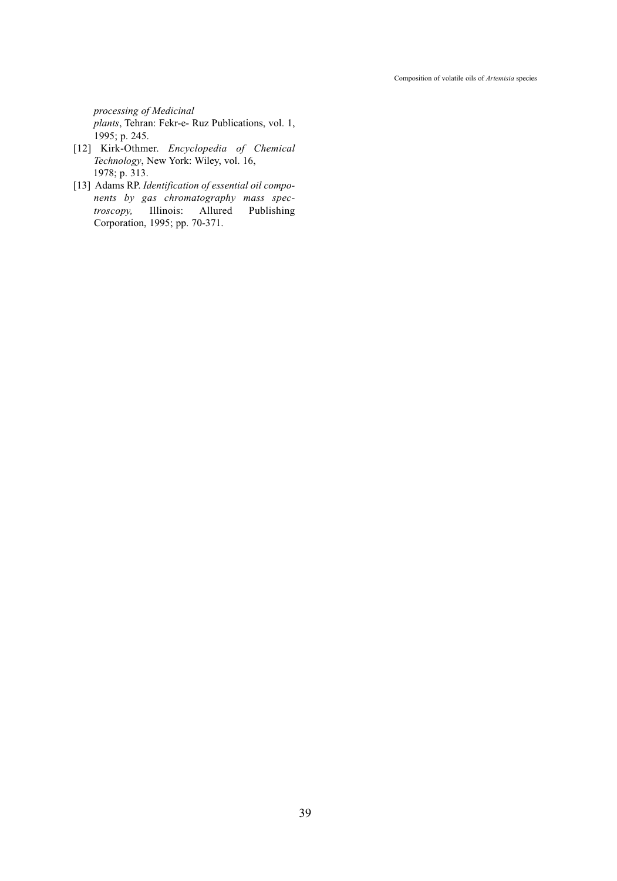*processing of Medicinal plants*, Tehran: Fekr-e- Ruz Publications, vol. 1, 1995; p. 245.

[12] Kirk-Othmer. *Encyclopedia of Chemical Technology*, New York: Wiley, vol. 16, 1978; p. 313.

[13] Adams RP. *Identification of essential oil components by gas chromatography mass spectroscopy,* Illinois: Allured Publishing Corporation, 1995; pp. 70-371.